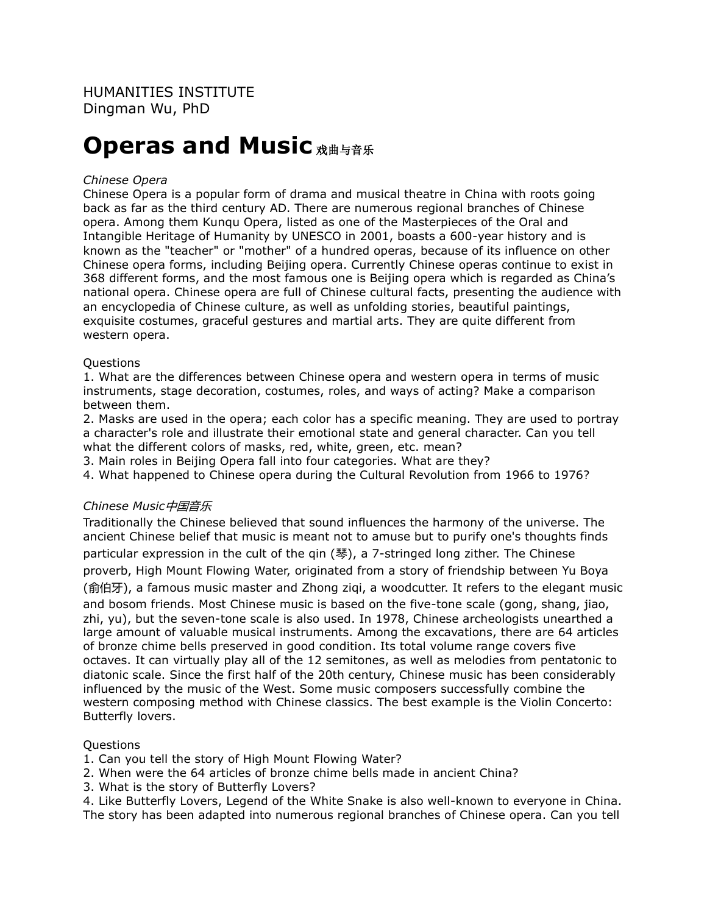HUMANITIES INSTITUTE
Dingman Wu, PhD

# Operas and Music 戏曲与音乐

*Chinese Opera*

Chinese Opera is a popular form of drama and musical theatre in China with roots going back as far as the third century AD. There are numerous regional branches of Chinese opera. Among them Kunqu Opera, listed as one of the Masterpieces of the Oral and Intangible Heritage of Humanity by UNESCO in 2001, boasts a 600-year history and is known as the "teacher" or "mother" of a hundred operas, because of its influence on other Chinese opera forms, including Beijing opera. Currently Chinese operas continue to exist in 368 different forms, and the most famous one is Beijing opera which is regarded as China's national opera. Chinese opera are full of Chinese cultural facts, presenting the audience with an encyclopedia of Chinese culture, as well as unfolding stories, beautiful paintings, exquisite costumes, graceful gestures and martial arts. They are quite different from western opera.

Questions

1. What are the differences between Chinese opera and western opera in terms of music instruments, stage decoration, costumes, roles, and ways of acting? Make a comparison between them.
2. Masks are used in the opera; each color has a specific meaning. They are used to portray a character's role and illustrate their emotional state and general character. Can you tell what the different colors of masks, red, white, green, etc. mean?
3. Main roles in Beijing Opera fall into four categories. What are they?
4. What happened to Chinese opera during the Cultural Revolution from 1966 to 1976?

*Chinese Music中国音乐*

Traditionally the Chinese believed that sound influences the harmony of the universe. The ancient Chinese belief that music is meant not to amuse but to purify one's thoughts finds particular expression in the cult of the qin (琴), a 7-stringed long zither. The Chinese proverb, High Mount Flowing Water, originated from a story of friendship between Yu Boya (俞伯牙), a famous music master and Zhong ziqi, a woodcutter. It refers to the elegant music and bosom friends. Most Chinese music is based on the five-tone scale (gong, shang, jiao, zhi, yu), but the seven-tone scale is also used. In 1978, Chinese archeologists unearthed a large amount of valuable musical instruments. Among the excavations, there are 64 articles of bronze chime bells preserved in good condition. Its total volume range covers five octaves. It can virtually play all of the 12 semitones, as well as melodies from pentatonic to diatonic scale. Since the first half of the 20th century, Chinese music has been considerably influenced by the music of the West. Some music composers successfully combine the western composing method with Chinese classics. The best example is the Violin Concerto: Butterfly lovers.

Questions

1. Can you tell the story of High Mount Flowing Water?
2. When were the 64 articles of bronze chime bells made in ancient China?
3. What is the story of Butterfly Lovers?
4. Like Butterfly Lovers, Legend of the White Snake is also well-known to everyone in China. The story has been adapted into numerous regional branches of Chinese opera. Can you tell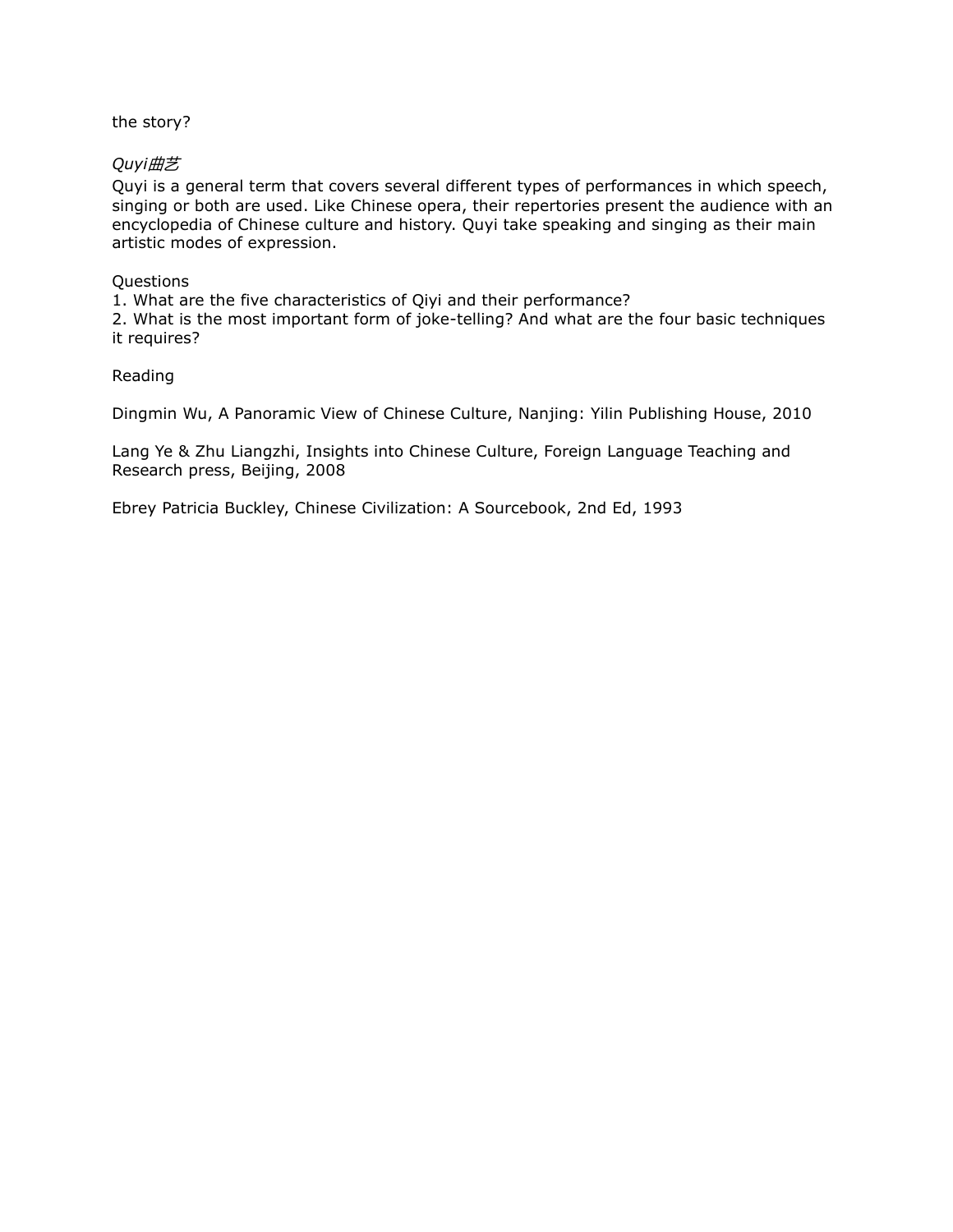the story?

*Quyi曲艺*

Quyi is a general term that covers several different types of performances in which speech, singing or both are used. Like Chinese opera, their repertories present the audience with an encyclopedia of Chinese culture and history. Quyi take speaking and singing as their main artistic modes of expression.

Questions

1. What are the five characteristics of Qiyi and their performance?
2. What is the most important form of joke-telling? And what are the four basic techniques it requires?

Reading

Dingmin Wu, A Panoramic View of Chinese Culture, Nanjing: Yilin Publishing House, 2010

Lang Ye & Zhu Liangzhi, Insights into Chinese Culture, Foreign Language Teaching and Research press, Beijing, 2008

Ebrey Patricia Buckley, Chinese Civilization: A Sourcebook, 2nd Ed, 1993